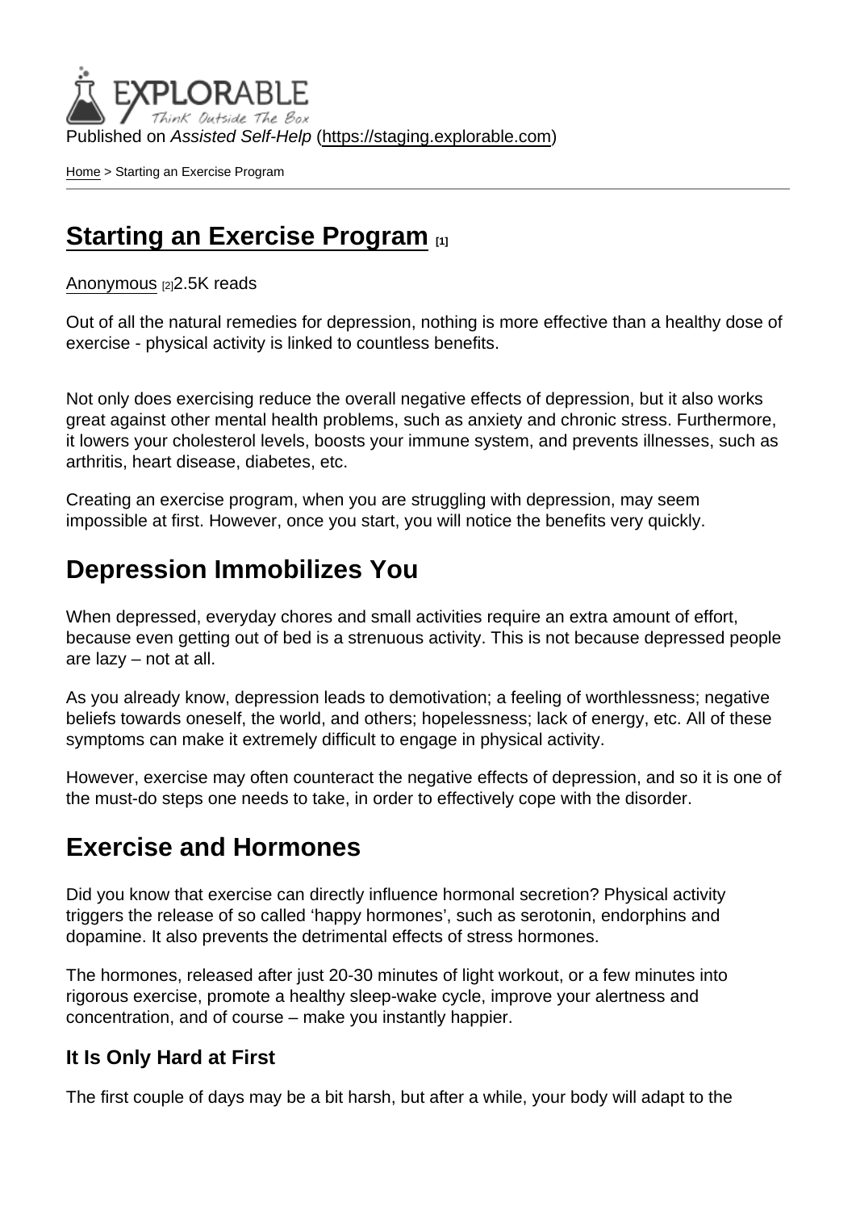Published on *Assisted Self-Help* (https://staging.explorable.com)

Home > Starting an Exercise Program

# Starting an Exercise Program [1]

Anonymous [2] 2.5K reads

Out of all the natural remedies for depression, nothing is more effective than a healthy dose of exercise - physical activity is linked to countless benefits.

Not only does exercising reduce the overall negative effects of depression, but it also works great against other mental health problems, such as anxiety and chronic stress. Furthermore, it lowers your cholesterol levels, boosts your immune system, and prevents illnesses, such as arthritis, heart disease, diabetes, etc.

Creating an exercise program, when you are struggling with depression, may seem impossible at first. However, once you start, you will notice the benefits very quickly.

## Depression Immobilizes You

When depressed, everyday chores and small activities require an extra amount of effort, because even getting out of bed is a strenuous activity. This is not because depressed people are lazy – not at all.

As you already know, depression leads to demotivation; a feeling of worthlessness; negative beliefs towards oneself, the world, and others; hopelessness; lack of energy, etc. All of these symptoms can make it extremely difficult to engage in physical activity.

However, exercise may often counteract the negative effects of depression, and so it is one of the must-do steps one needs to take, in order to effectively cope with the disorder.

## Exercise and Hormones

Did you know that exercise can directly influence hormonal secretion? Physical activity triggers the release of so called 'happy hormones', such as serotonin, endorphins and dopamine. It also prevents the detrimental effects of stress hormones.

The hormones, released after just 20-30 minutes of light workout, or a few minutes into rigorous exercise, promote a healthy sleep-wake cycle, improve your alertness and concentration, and of course – make you instantly happier.

### It Is Only Hard at First

The first couple of days may be a bit harsh, but after a while, your body will adapt to the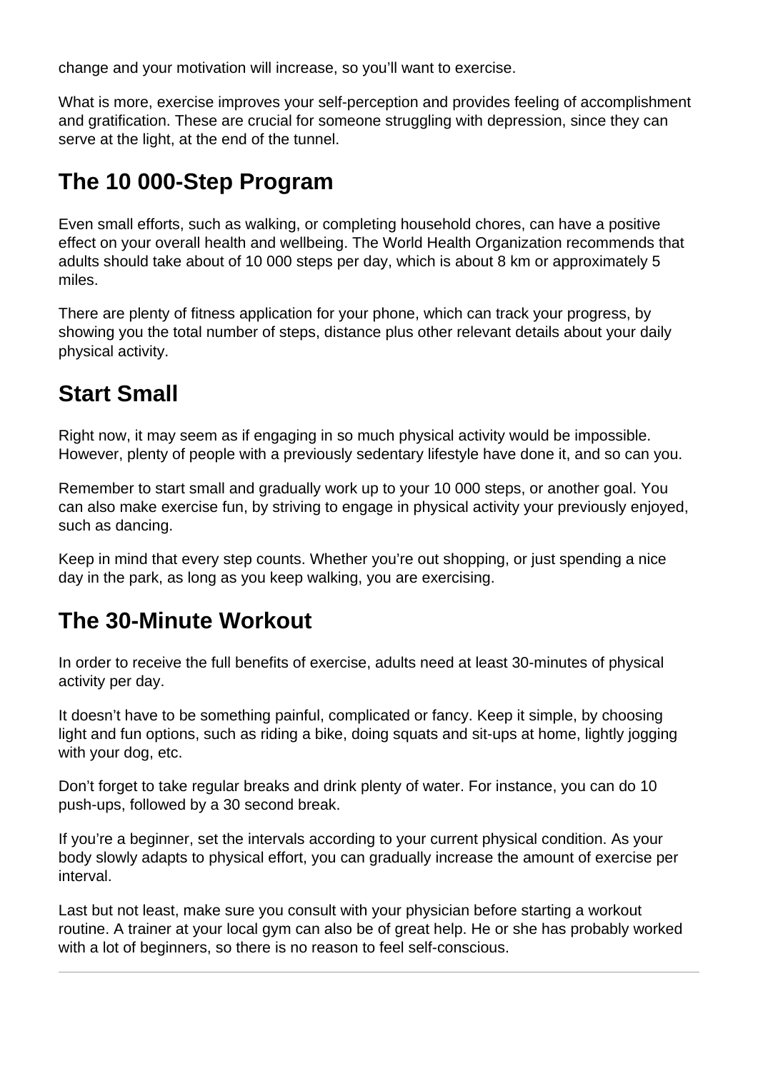change and your motivation will increase, so you'll want to exercise.

What is more, exercise improves your self-perception and provides feeling of accomplishment and gratification. These are crucial for someone struggling with depression, since they can serve at the light, at the end of the tunnel.

## The 10 000-Step Program

Even small efforts, such as walking, or completing household chores, can have a positive effect on your overall health and wellbeing. The World Health Organization recommends that adults should take about of 10 000 steps per day, which is about 8 km or approximately 5 miles.

There are plenty of fitness application for your phone, which can track your progress, by showing you the total number of steps, distance plus other relevant details about your daily physical activity.

## Start Small

Right now, it may seem as if engaging in so much physical activity would be impossible. However, plenty of people with a previously sedentary lifestyle have done it, and so can you.

Remember to start small and gradually work up to your 10 000 steps, or another goal. You can also make exercise fun, by striving to engage in physical activity your previously enjoyed, such as dancing.

Keep in mind that every step counts. Whether you're out shopping, or just spending a nice day in the park, as long as you keep walking, you are exercising.

## The 30-Minute Workout

In order to receive the full benefits of exercise, adults need at least 30-minutes of physical activity per day.

It doesn't have to be something painful, complicated or fancy. Keep it simple, by choosing light and fun options, such as riding a bike, doing squats and sit-ups at home, lightly jogging with your dog, etc.

Don't forget to take regular breaks and drink plenty of water. For instance, you can do 10 push-ups, followed by a 30 second break.

If you're a beginner, set the intervals according to your current physical condition. As your body slowly adapts to physical effort, you can gradually increase the amount of exercise per interval.

Last but not least, make sure you consult with your physician before starting a workout routine. A trainer at your local gym can also be of great help. He or she has probably worked with a lot of beginners, so there is no reason to feel self-conscious.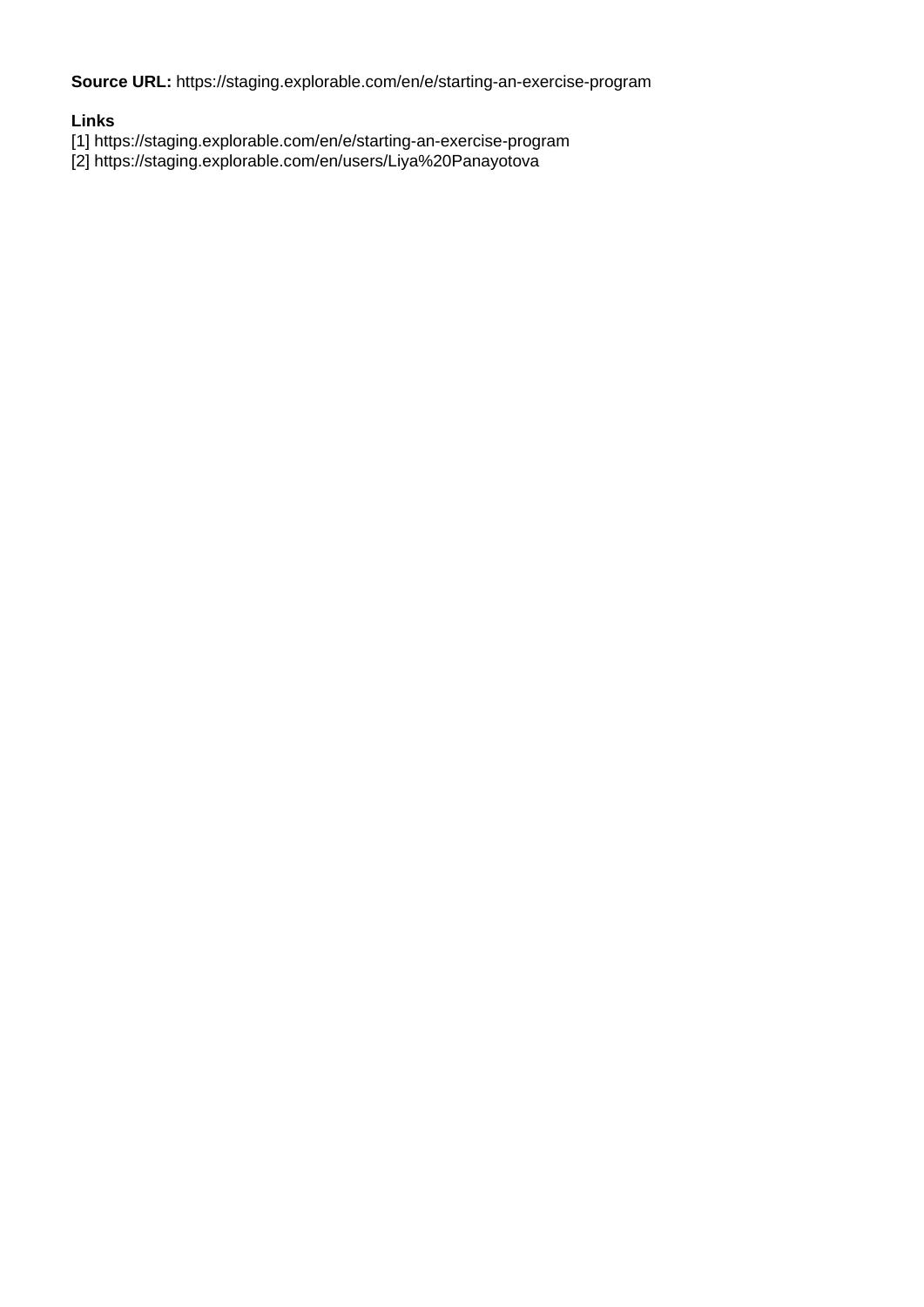**Source URL:** https://staging.explorable.com/en/e/starting-an-exercise-program

**Links**
[1] https://staging.explorable.com/en/e/starting-an-exercise-program
[2] https://staging.explorable.com/en/users/Liya%20Panayotova